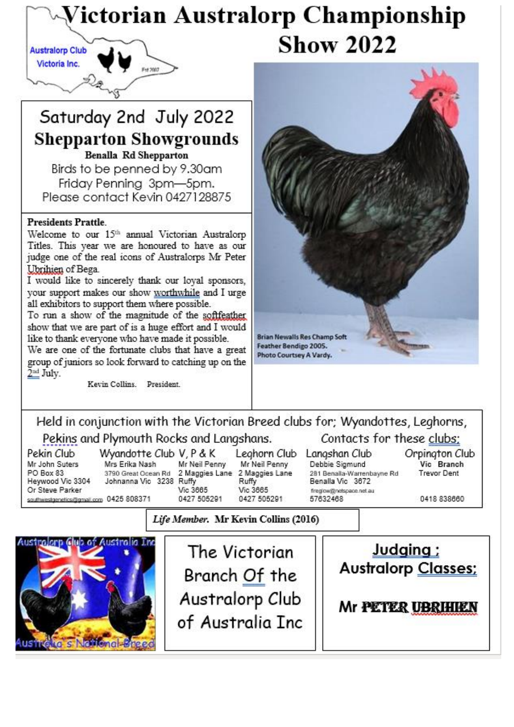# Victorian Australorp Championship Show 2022

Australorp Club Victoria Inc.

## Saturday 2nd July 2022

**Shepparton Showgrounds**

**Benalla Rd Shepparton**

Birds to be penned by 9.30am

Friday Penning 3pm—5pm.

Please contact Kevin 0427128875

**Presidents Prattle.**

Welcome to our 15th annual Victorian Australorp Titles. This year we are honoured to have as our judge one of the real icons of Australorps Mr Peter Ubrihien of Bega.

I would like to sincerely thank our loyal sponsors, your support makes our show worthwhile and I urge all exhibitors to support them where possible.

To run a show of the magnitude of the softfeather show that we are part of is a huge effort and I would like to thank everyone who have made it possible.

We are one of the fortunate clubs that have a great group of juniors so look forward to catching up on the 2nd July.

Kevin Collins. President.

Brian Newalls Res Champ Soft Feather Bendigo 2005. Photo Courtsey A Vardy.

Held in conjunction with the Victorian Breed clubs for; Wyandottes, Leghorns, Pekins and Plymouth Rocks and Langshans. Contacts for these clubs;

| Pekin Club | Wyandotte Club | V, P & K | Leghorn Club | Langshan Club | Orpington Club |
|---|---|---|---|---|---|
| Mr John Suters<br>PO Box 83<br>Heywood Vic 3304<br>Or Steve Parker<br>southwestgenetics@gmail.com | Mrs Erika Nash<br>3790 Great Ocean Rd<br>Johnanna Vic 3238<br>0425 808371 | Mr Neil Penny<br>2 Maggies Lane<br>Ruffy<br>Vic 3665<br>0427 505291 | Mr Neil Penny<br>2 Maggies Lane<br>Ruffy<br>Vic 3665<br>0427 505291 | Debbie Sigmund<br>281 Benalla-Warrenbayne Rd<br>Benalla Vic 3672<br>fireglow@netspace.net.au<br>57632468 | Vic Branch<br>Trevor Dent<br>0418 838660 |

*Life Member.* **Mr Kevin Collins (2016)**

Australorp Club of Australia Inc — Australia's National Breed

The Victorian Branch Of the Australorp Club of Australia Inc

**Judging ;**

**Australorp Classes;**

**Mr PETER UBRIHIEN**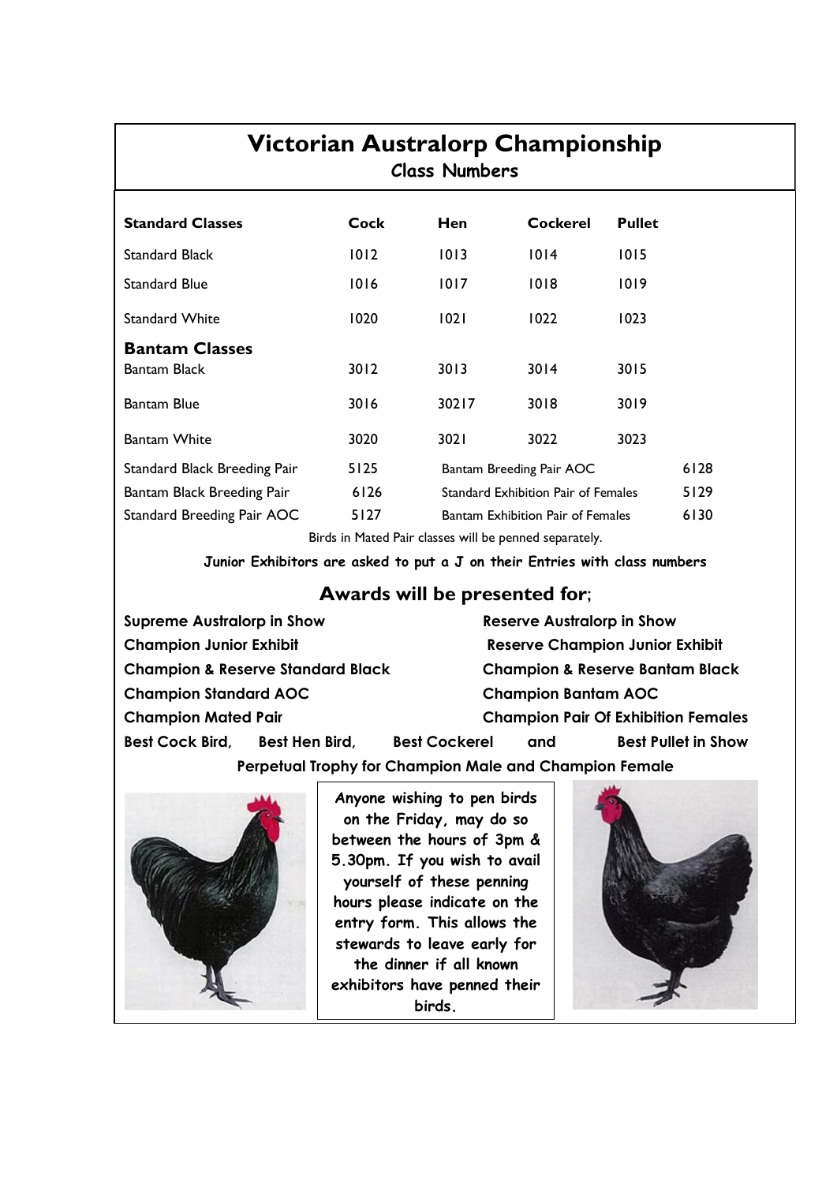# Victorian Australorp Championship

## Class Numbers

| Standard Classes | Cock | Hen | Cockerel | Pullet |
|---|---|---|---|---|
| Standard Black | 1012 | 1013 | 1014 | 1015 |
| Standard Blue | 1016 | 1017 | 1018 | 1019 |
| Standard White | 1020 | 1021 | 1022 | 1023 |
| **Bantam Classes** | | | | |
| Bantam Black | 3012 | 3013 | 3014 | 3015 |
| Bantam Blue | 3016 | 30217 | 3018 | 3019 |
| Bantam White | 3020 | 3021 | 3022 | 3023 |

| | | | |
|---|---|---|---|
| Standard Black Breeding Pair | 5125 | Bantam Breeding Pair AOC | 6128 |
| Bantam Black Breeding Pair | 6126 | Standard Exhibition Pair of Females | 5129 |
| Standard Breeding Pair AOC | 5127 | Bantam Exhibition Pair of Females | 6130 |

Birds in Mated Pair classes will be penned separately.

**Junior Exhibitors are asked to put a J on their Entries with class numbers**

## Awards will be presented for;

**Supreme Australorp in Show**
**Reserve Australorp in Show**
**Champion Junior Exhibit**
**Reserve Champion Junior Exhibit**
**Champion & Reserve Standard Black**
**Champion & Reserve Bantam Black**
**Champion Standard AOC**
**Champion Bantam AOC**
**Champion Mated Pair**
**Champion Pair Of Exhibition Females**
**Best Cock Bird, Best Hen Bird, Best Cockerel and Best Pullet in Show**
**Perpetual Trophy for Champion Male and Champion Female**

**Anyone wishing to pen birds on the Friday, may do so between the hours of 3pm & 5.30pm. If you wish to avail yourself of these penning hours please indicate on the entry form. This allows the stewards to leave early for the dinner if all known exhibitors have penned their birds.**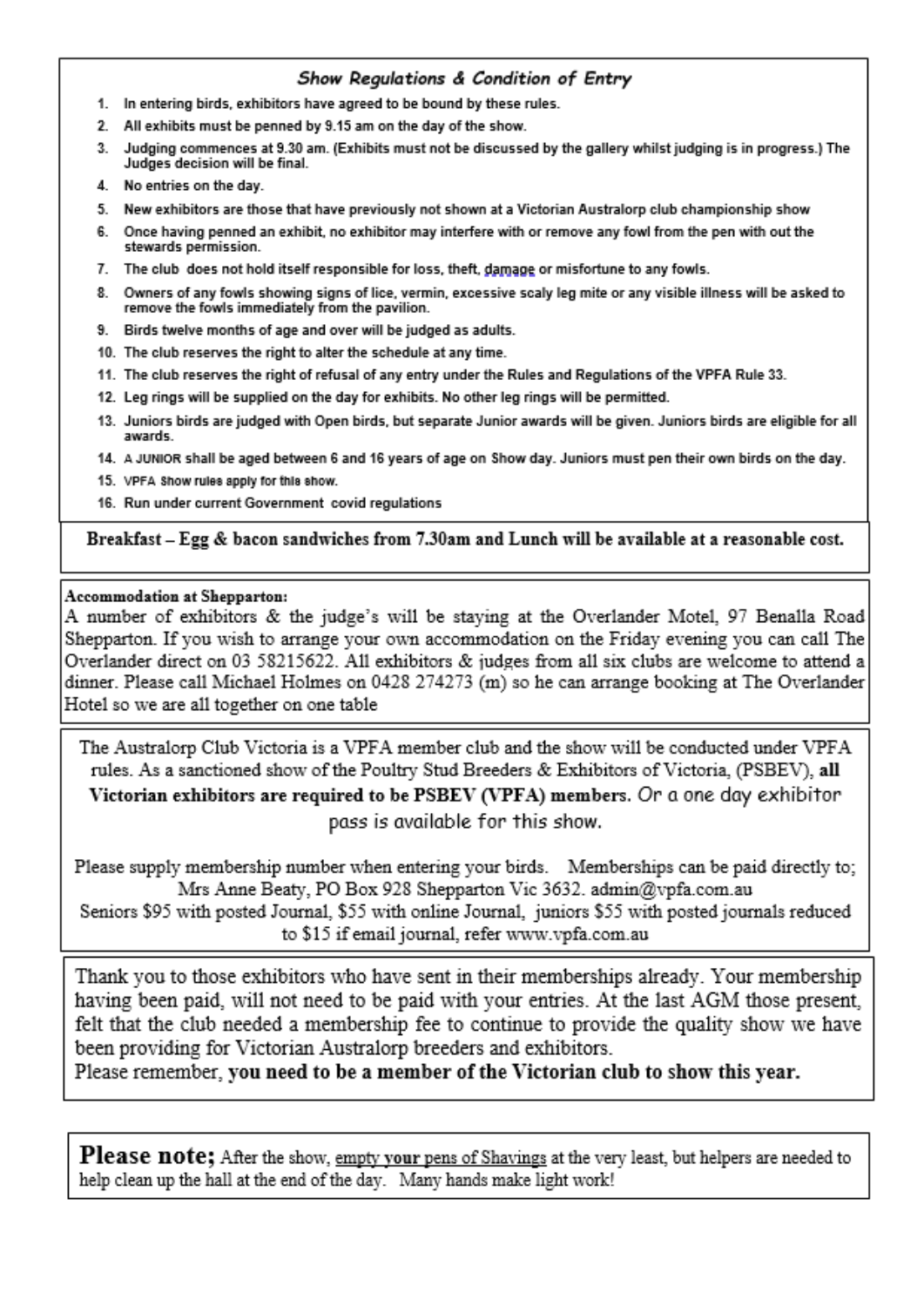### *Show Regulations & Condition of Entry*

1. In entering birds, exhibitors have agreed to be bound by these rules.
2. All exhibits must be penned by 9.15 am on the day of the show.
3. Judging commences at 9.30 am. (Exhibits must not be discussed by the gallery whilst judging is in progress.) The Judges decision will be final.
4. No entries on the day.
5. New exhibitors are those that have previously not shown at a Victorian Australorp club championship show
6. Once having penned an exhibit, no exhibitor may interfere with or remove any fowl from the pen with out the stewards permission.
7. The club does not hold itself responsible for loss, theft, damage or misfortune to any fowls.
8. Owners of any fowls showing signs of lice, vermin, excessive scaly leg mite or any visible illness will be asked to remove the fowls immediately from the pavilion.
9. Birds twelve months of age and over will be judged as adults.
10. The club reserves the right to alter the schedule at any time.
11. The club reserves the right of refusal of any entry under the Rules and Regulations of the VPFA Rule 33.
12. Leg rings will be supplied on the day for exhibits. No other leg rings will be permitted.
13. Juniors birds are judged with Open birds, but separate Junior awards will be given. Juniors birds are eligible for all awards.
14. A JUNIOR shall be aged between 6 and 16 years of age on Show day. Juniors must pen their own birds on the day.
15. VPFA Show rules apply for this show.
16. Run under current Government covid regulations

**Breakfast – Egg & bacon sandwiches from 7.30am and Lunch will be available at a reasonable cost.**

**Accommodation at Shepparton:**
A number of exhibitors & the judge's will be staying at the Overlander Motel, 97 Benalla Road Shepparton. If you wish to arrange your own accommodation on the Friday evening you can call The Overlander direct on 03 58215622. All exhibitors & judges from all six clubs are welcome to attend a dinner. Please call Michael Holmes on 0428 274273 (m) so he can arrange booking at The Overlander Hotel so we are all together on one table

The Australorp Club Victoria is a VPFA member club and the show will be conducted under VPFA rules. As a sanctioned show of the Poultry Stud Breeders & Exhibitors of Victoria, (PSBEV), **all Victorian exhibitors are required to be PSBEV (VPFA) members.** Or a one day exhibitor pass is available for this show.

Please supply membership number when entering your birds. Memberships can be paid directly to; Mrs Anne Beaty, PO Box 928 Shepparton Vic 3632. admin@vpfa.com.au
Seniors $95 with posted Journal, $55 with online Journal, juniors $55 with posted journals reduced to $15 if email journal, refer www.vpfa.com.au

Thank you to those exhibitors who have sent in their memberships already. Your membership having been paid, will not need to be paid with your entries. At the last AGM those present, felt that the club needed a membership fee to continue to provide the quality show we have been providing for Victorian Australorp breeders and exhibitors.
Please remember, **you need to be a member of the Victorian club to show this year.**

**Please note;** After the show, <u>empty your pens of Shavings</u> at the very least, but helpers are needed to help clean up the hall at the end of the day. Many hands make light work!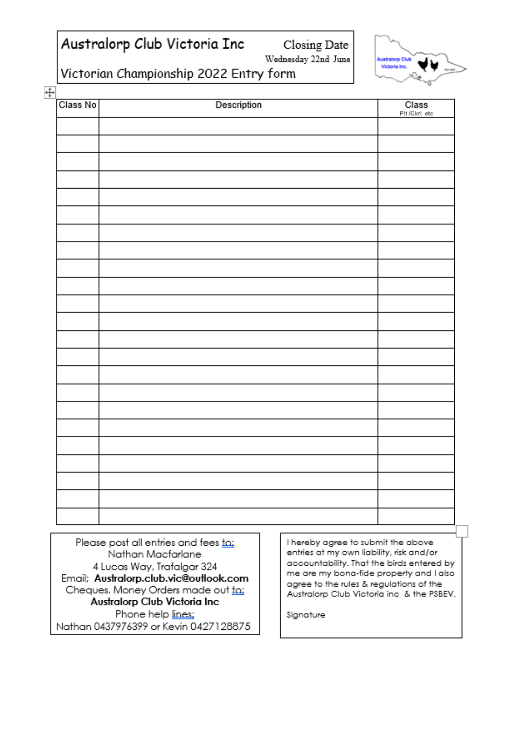# Australorp Club Victoria Inc

## Victorian Championship 2022 Entry form

**Closing Date**
Wednesday 22nd June

| Class No | Description | Class<br>Plt /Ckrl etc |
| --- | --- | --- |
| | | |
| | | |
| | | |
| | | |
| | | |
| | | |
| | | |
| | | |
| | | |
| | | |
| | | |
| | | |
| | | |
| | | |
| | | |
| | | |
| | | |
| | | |
| | | |
| | | |
| | | |
| | | |
| | | |

Please post all entries and fees to:
Nathan Macfarlane
4 Lucas Way, Trafalgar 324
Email; **Australorp.club.vic@outlook.com**
Cheques, Money Orders made out to:
**Australorp Club Victoria Inc**
Phone help lines:
Nathan 0437976399 or Kevin 0427128875

I hereby agree to submit the above entries at my own liability, risk and/or accountability. That the birds entered by me are my bona-fide property and I also agree to the rules & regulations of the Australorp Club Victoria inc & the PSBEV.

Signature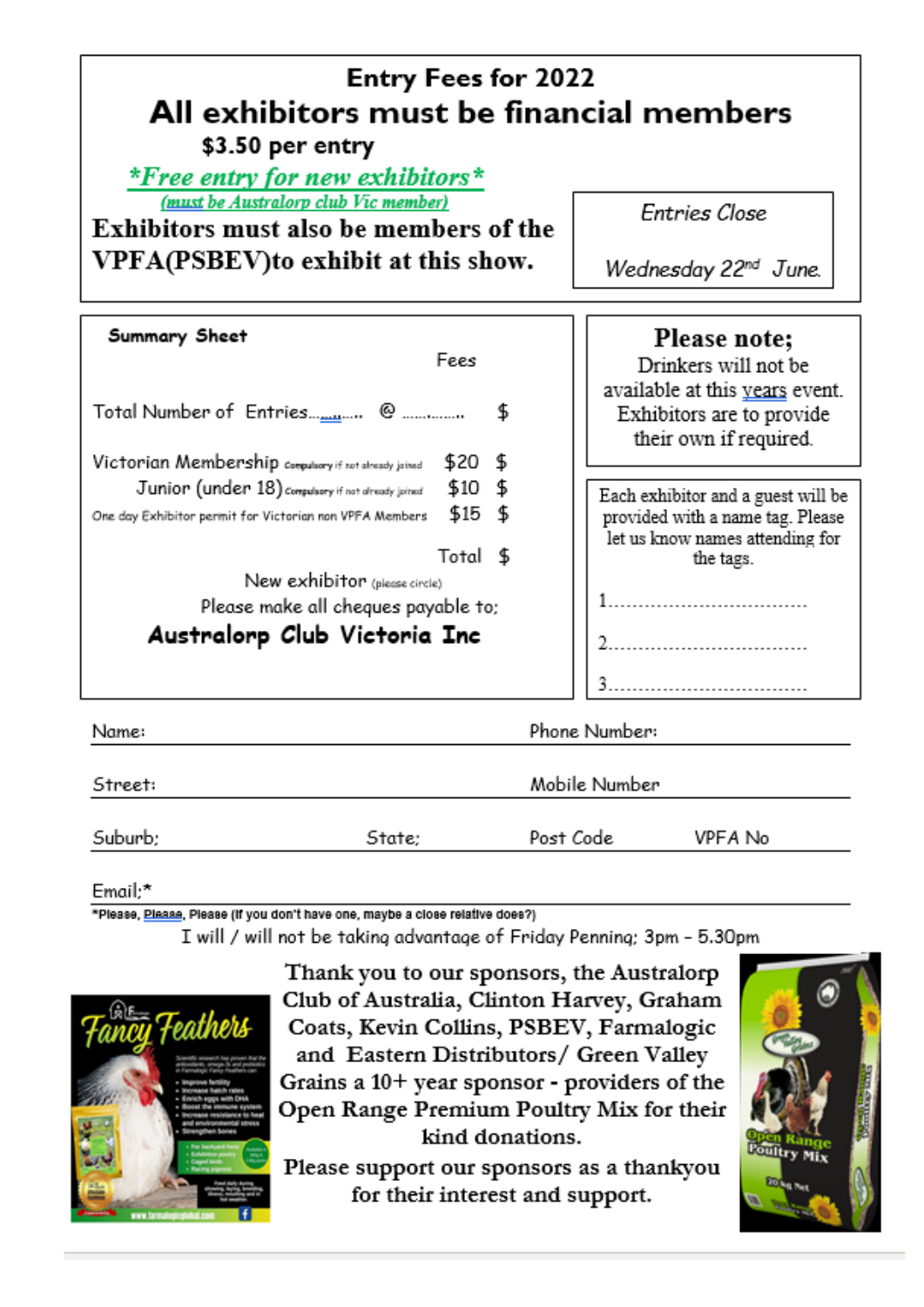# Entry Fees for 2022

## All exhibitors must be financial members

**$3.50 per entry**

***Free entry for new exhibitors****

*(must be Australorp club Vic member)*

**Exhibitors must also be members of the VPFA(PSBEV)to exhibit at this show.**

*Entries Close*

*Wednesday 22nd June.*

**Summary Sheet**

| | | Fees |
|---|---|---|
| Total Number of Entries........ @ ............ | | $ |
| Victorian Membership Compulsory if not already joined | $20 | $ |
| Junior (under 18) Compulsory if not already joined | $10 | $ |
| One day Exhibitor permit for Victorian non VPFA Members | $15 | $ |
| Total | | $ |

New exhibitor (please circle)

Please make all cheques payable to;

**Australorp Club Victoria Inc**

**Please note;**

Drinkers will not be available at this years event. Exhibitors are to provide their own if required.

Each exhibitor and a guest will be provided with a name tag. Please let us know names attending for the tags.

1.................................

2.................................

3.................................

Name: Phone Number:

Street: Mobile Number

Suburb; State; Post Code VPFA No

Email;*

*Please, Please, Please (If you don't have one, maybe a close relative does?)

I will / will not be taking advantage of Friday Penning; 3pm – 5.30pm

Thank you to our sponsors, the Australorp Club of Australia, Clinton Harvey, Graham Coats, Kevin Collins, PSBEV, Farmalogic and Eastern Distributors/ Green Valley Grains a 10+ year sponsor - providers of the Open Range Premium Poultry Mix for their kind donations.

Please support our sponsors as a thankyou for their interest and support.